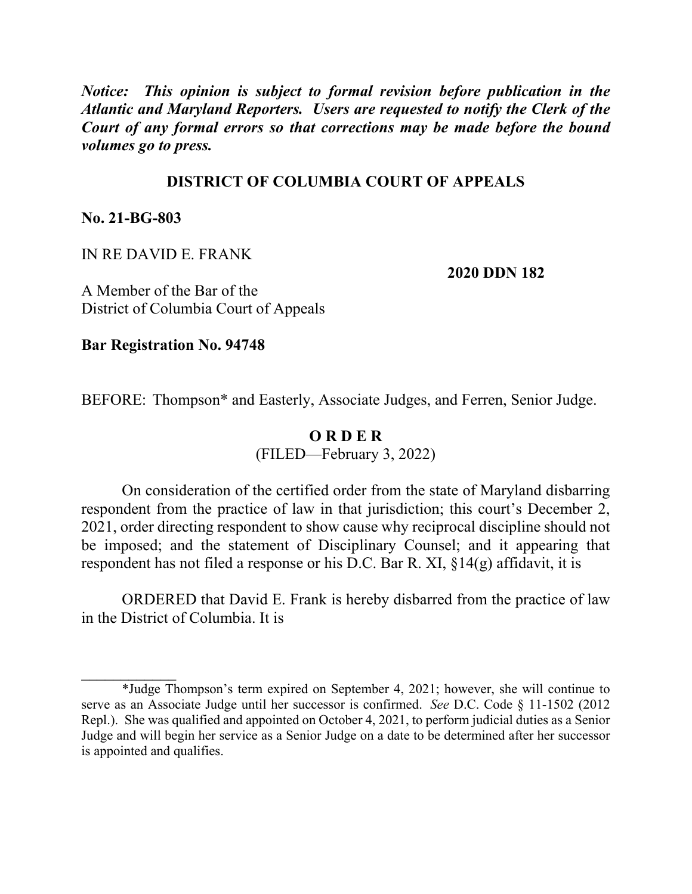***Notice: This opinion is subject to formal revision before publication in the Atlantic and Maryland Reporters. Users are requested to notify the Clerk of the Court of any formal errors so that corrections may be made before the bound volumes go to press.***

**DISTRICT OF COLUMBIA COURT OF APPEALS**

**No. 21-BG-803**

IN RE DAVID E. FRANK

**2020 DDN 182**

A Member of the Bar of the
District of Columbia Court of Appeals

**Bar Registration No. 94748**

BEFORE: Thompson* and Easterly, Associate Judges, and Ferren, Senior Judge.

**O R D E R**
(FILED—February 3, 2022)

On consideration of the certified order from the state of Maryland disbarring respondent from the practice of law in that jurisdiction; this court's December 2, 2021, order directing respondent to show cause why reciprocal discipline should not be imposed; and the statement of Disciplinary Counsel; and it appearing that respondent has not filed a response or his D.C. Bar R. XI, §14(g) affidavit, it is

ORDERED that David E. Frank is hereby disbarred from the practice of law in the District of Columbia. It is

---

*Judge Thompson's term expired on September 4, 2021; however, she will continue to serve as an Associate Judge until her successor is confirmed. *See* D.C. Code § 11-1502 (2012 Repl.). She was qualified and appointed on October 4, 2021, to perform judicial duties as a Senior Judge and will begin her service as a Senior Judge on a date to be determined after her successor is appointed and qualifies.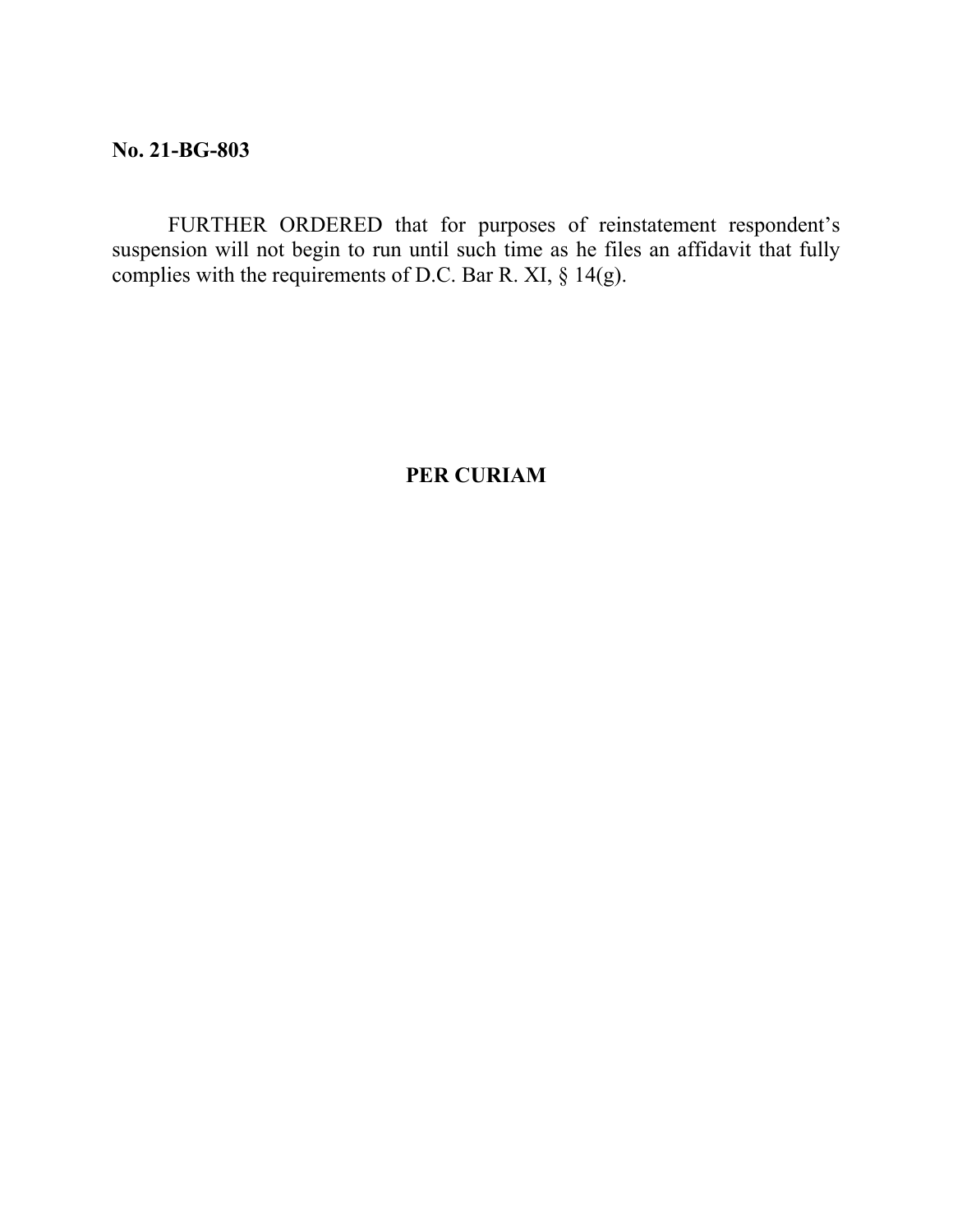**No. 21-BG-803**

FURTHER ORDERED that for purposes of reinstatement respondent's suspension will not begin to run until such time as he files an affidavit that fully complies with the requirements of D.C. Bar R. XI, § 14(g).

**PER CURIAM**